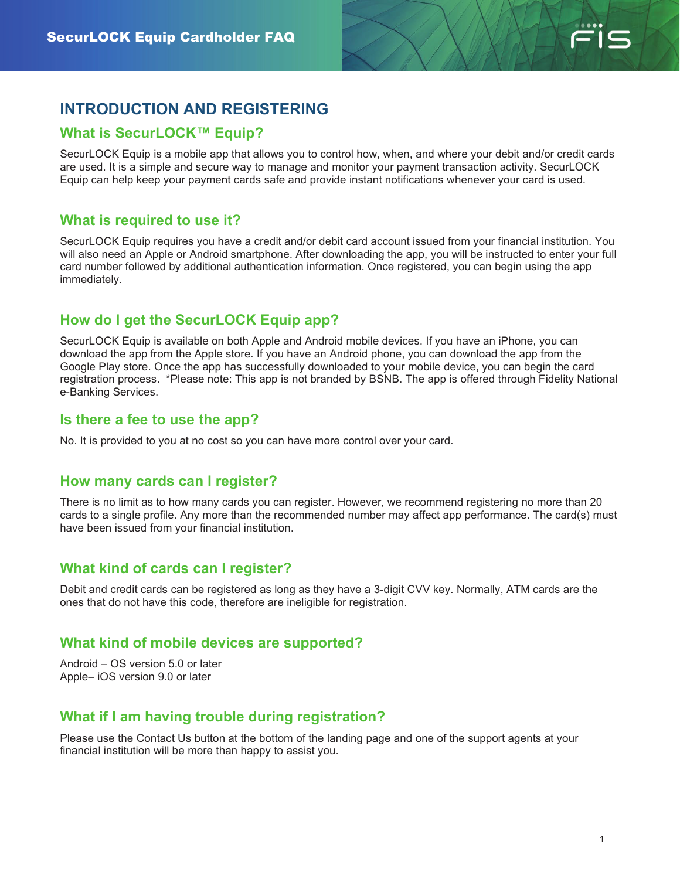# INTRODUCTION AND REGISTERING

## What is SecurLOCK™ Equip?

SecurLOCK Equip is a mobile app that allows you to control how, when, and where your debit and/or credit cards are used. It is a simple and secure way to manage and monitor your payment transaction activity. SecurLOCK Equip can help keep your payment cards safe and provide instant notifications whenever your card is used.

## What is required to use it?

SecurLOCK Equip requires you have a credit and/or debit card account issued from your financial institution. You will also need an Apple or Android smartphone. After downloading the app, you will be instructed to enter your full card number followed by additional authentication information. Once registered, you can begin using the app immediately.

## How do I get the SecurLOCK Equip app?

SecurLOCK Equip is available on both Apple and Android mobile devices. If you have an iPhone, you can download the app from the Apple store. If you have an Android phone, you can download the app from the Google Play store. Once the app has successfully downloaded to your mobile device, you can begin the card registration process.  *Please note: This app is not branded by BSNB. The app is offered through Fidelity National e-Banking Services.

## Is there a fee to use the app?

No. It is provided to you at no cost so you can have more control over your card.

## How many cards can I register?

There is no limit as to how many cards you can register. However, we recommend registering no more than 20 cards to a single profile. Any more than the recommended number may affect app performance. The card(s) must have been issued from your financial institution.

## What kind of cards can I register?

Debit and credit cards can be registered as long as they have a 3-digit CVV key. Normally, ATM cards are the ones that do not have this code, therefore are ineligible for registration.

## What kind of mobile devices are supported?

Android – OS version 5.0 or later
Apple– iOS version 9.0 or later

## What if I am having trouble during registration?

Please use the Contact Us button at the bottom of the landing page and one of the support agents at your financial institution will be more than happy to assist you.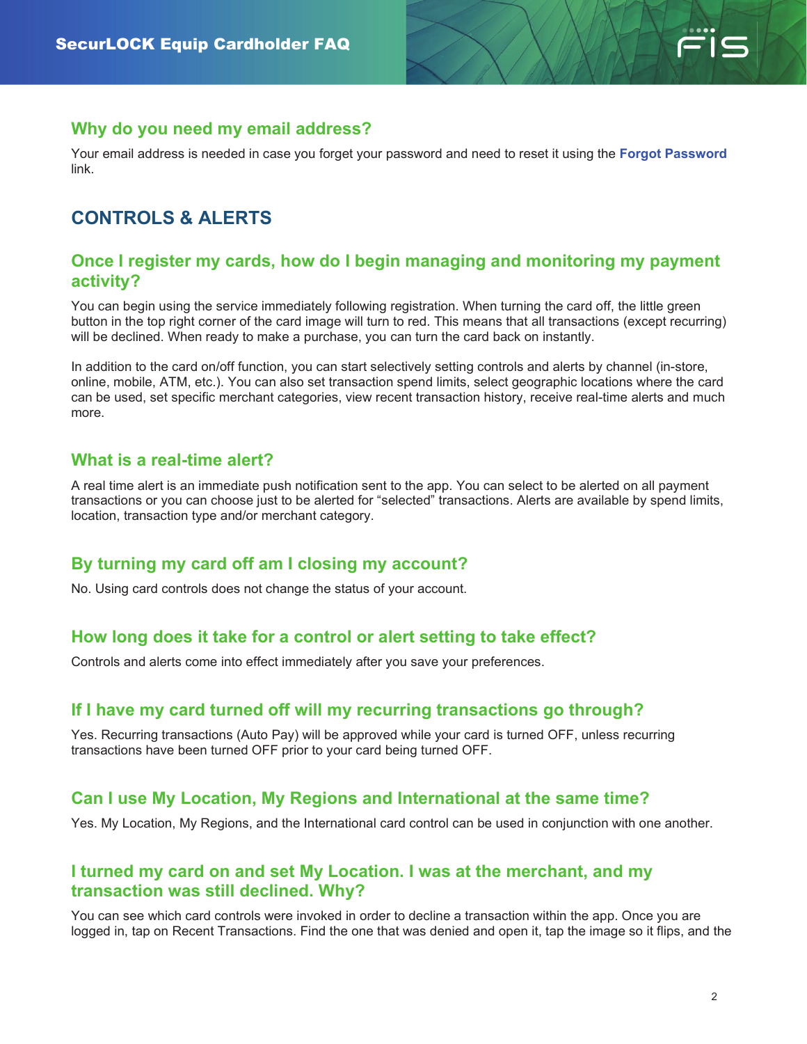### Why do you need my email address?

Your email address is needed in case you forget your password and need to reset it using the **Forgot Password** link.

## CONTROLS & ALERTS

### Once I register my cards, how do I begin managing and monitoring my payment activity?

You can begin using the service immediately following registration. When turning the card off, the little green button in the top right corner of the card image will turn to red. This means that all transactions (except recurring) will be declined. When ready to make a purchase, you can turn the card back on instantly.

In addition to the card on/off function, you can start selectively setting controls and alerts by channel (in-store, online, mobile, ATM, etc.). You can also set transaction spend limits, select geographic locations where the card can be used, set specific merchant categories, view recent transaction history, receive real-time alerts and much more.

### What is a real-time alert?

A real time alert is an immediate push notification sent to the app. You can select to be alerted on all payment transactions or you can choose just to be alerted for "selected" transactions. Alerts are available by spend limits, location, transaction type and/or merchant category.

### By turning my card off am I closing my account?

No. Using card controls does not change the status of your account.

### How long does it take for a control or alert setting to take effect?

Controls and alerts come into effect immediately after you save your preferences.

### If I have my card turned off will my recurring transactions go through?

Yes. Recurring transactions (Auto Pay) will be approved while your card is turned OFF, unless recurring transactions have been turned OFF prior to your card being turned OFF.

### Can I use My Location, My Regions and International at the same time?

Yes. My Location, My Regions, and the International card control can be used in conjunction with one another.

### I turned my card on and set My Location. I was at the merchant, and my transaction was still declined. Why?

You can see which card controls were invoked in order to decline a transaction within the app. Once you are logged in, tap on Recent Transactions. Find the one that was denied and open it, tap the image so it flips, and the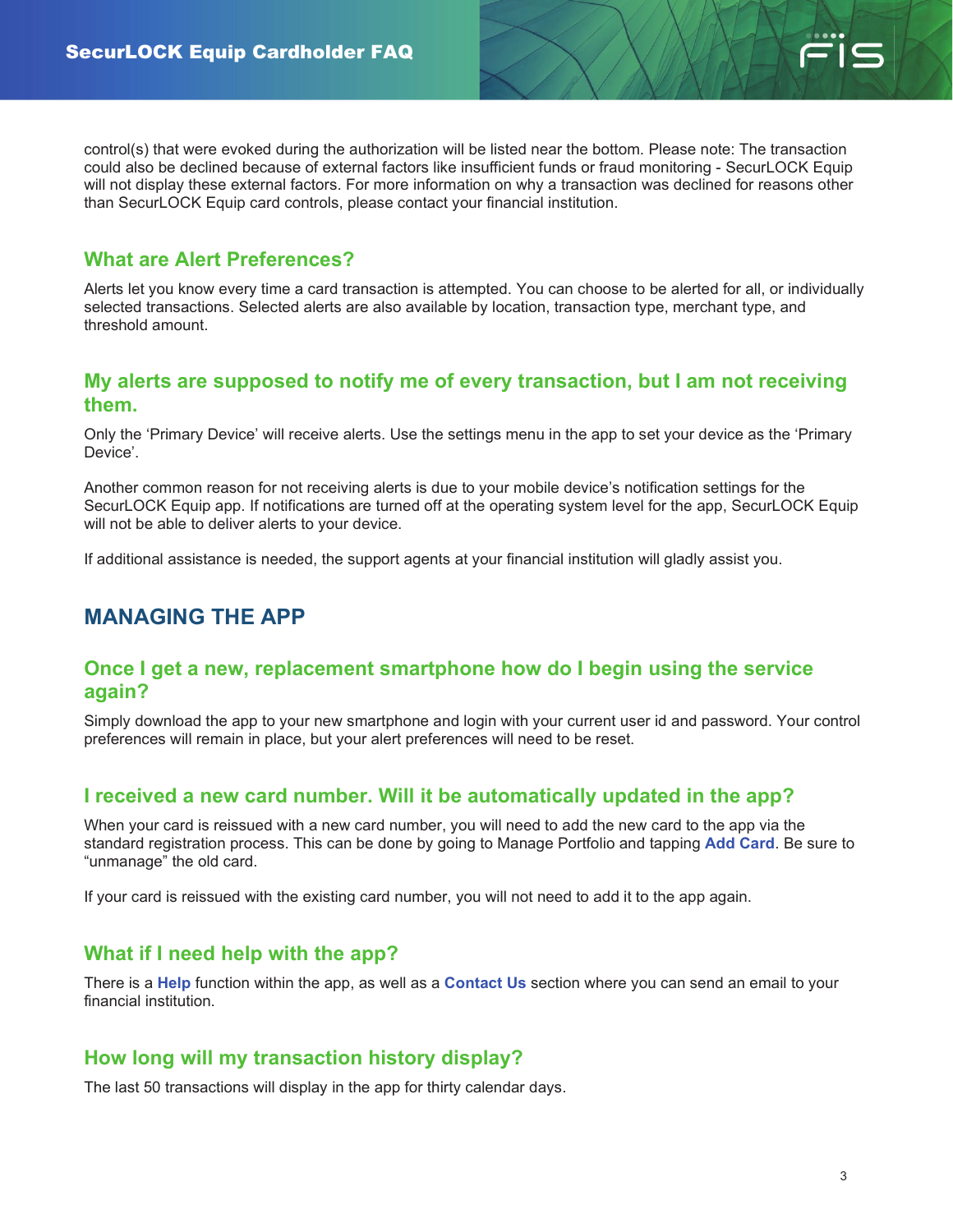control(s) that were evoked during the authorization will be listed near the bottom. Please note: The transaction could also be declined because of external factors like insufficient funds or fraud monitoring - SecurLOCK Equip will not display these external factors. For more information on why a transaction was declined for reasons other than SecurLOCK Equip card controls, please contact your financial institution.

### What are Alert Preferences?

Alerts let you know every time a card transaction is attempted. You can choose to be alerted for all, or individually selected transactions. Selected alerts are also available by location, transaction type, merchant type, and threshold amount.

### My alerts are supposed to notify me of every transaction, but I am not receiving them.

Only the 'Primary Device' will receive alerts. Use the settings menu in the app to set your device as the 'Primary Device'.

Another common reason for not receiving alerts is due to your mobile device's notification settings for the SecurLOCK Equip app. If notifications are turned off at the operating system level for the app, SecurLOCK Equip will not be able to deliver alerts to your device.

If additional assistance is needed, the support agents at your financial institution will gladly assist you.

## MANAGING THE APP

### Once I get a new, replacement smartphone how do I begin using the service again?

Simply download the app to your new smartphone and login with your current user id and password. Your control preferences will remain in place, but your alert preferences will need to be reset.

### I received a new card number. Will it be automatically updated in the app?

When your card is reissued with a new card number, you will need to add the new card to the app via the standard registration process. This can be done by going to Manage Portfolio and tapping **Add Card**. Be sure to "unmanage" the old card.

If your card is reissued with the existing card number, you will not need to add it to the app again.

### What if I need help with the app?

There is a **Help** function within the app, as well as a **Contact Us** section where you can send an email to your financial institution.

### How long will my transaction history display?

The last 50 transactions will display in the app for thirty calendar days.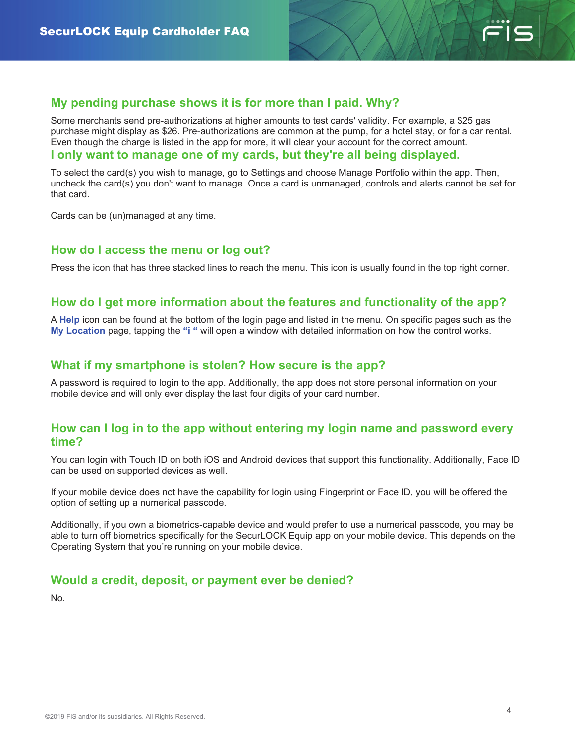## My pending purchase shows it is for more than I paid. Why?

Some merchants send pre-authorizations at higher amounts to test cards' validity. For example, a $25 gas purchase might display as $26. Pre-authorizations are common at the pump, for a hotel stay, or for a car rental. Even though the charge is listed in the app for more, it will clear your account for the correct amount.

## I only want to manage one of my cards, but they're all being displayed.

To select the card(s) you wish to manage, go to Settings and choose Manage Portfolio within the app. Then, uncheck the card(s) you don't want to manage. Once a card is unmanaged, controls and alerts cannot be set for that card.

Cards can be (un)managed at any time.

## How do I access the menu or log out?

Press the icon that has three stacked lines to reach the menu. This icon is usually found in the top right corner.

## How do I get more information about the features and functionality of the app?

A **Help** icon can be found at the bottom of the login page and listed in the menu. On specific pages such as the **My Location** page, tapping the **"i "** will open a window with detailed information on how the control works.

## What if my smartphone is stolen? How secure is the app?

A password is required to login to the app. Additionally, the app does not store personal information on your mobile device and will only ever display the last four digits of your card number.

## How can I log in to the app without entering my login name and password every time?

You can login with Touch ID on both iOS and Android devices that support this functionality. Additionally, Face ID can be used on supported devices as well.

If your mobile device does not have the capability for login using Fingerprint or Face ID, you will be offered the option of setting up a numerical passcode.

Additionally, if you own a biometrics-capable device and would prefer to use a numerical passcode, you may be able to turn off biometrics specifically for the SecurLOCK Equip app on your mobile device. This depends on the Operating System that you're running on your mobile device.

## Would a credit, deposit, or payment ever be denied?

No.

©2019 FIS and/or its subsidiaries. All Rights Reserved.